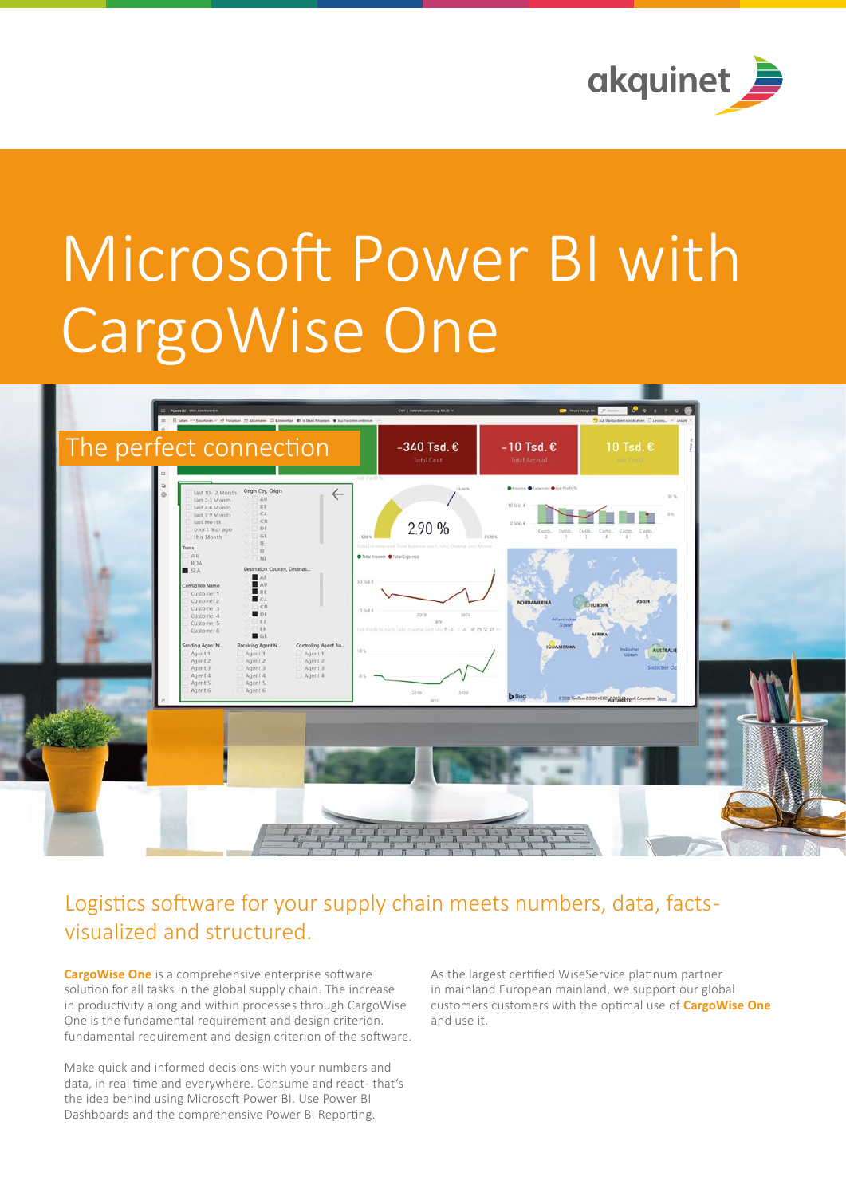akquinet

# Microsoft Power BI with CargoWise One

The perfect connection

## Logistics software for your supply chain meets numbers, data, facts- visualized and structured.

**CargoWise One** is a comprehensive enterprise software solution for all tasks in the global supply chain. The increase in productivity along and within processes through CargoWise One is the fundamental requirement and design criterion. fundamental requirement and design criterion of the software.

Make quick and informed decisions with your numbers and data, in real time and everywhere. Consume and react- that's the idea behind using Microsoft Power BI. Use Power BI Dashboards and the comprehensive Power BI Reporting.

As the largest certified WiseService platinum partner in mainland European mainland, we support our global customers customers with the optimal use of **CargoWise One** and use it.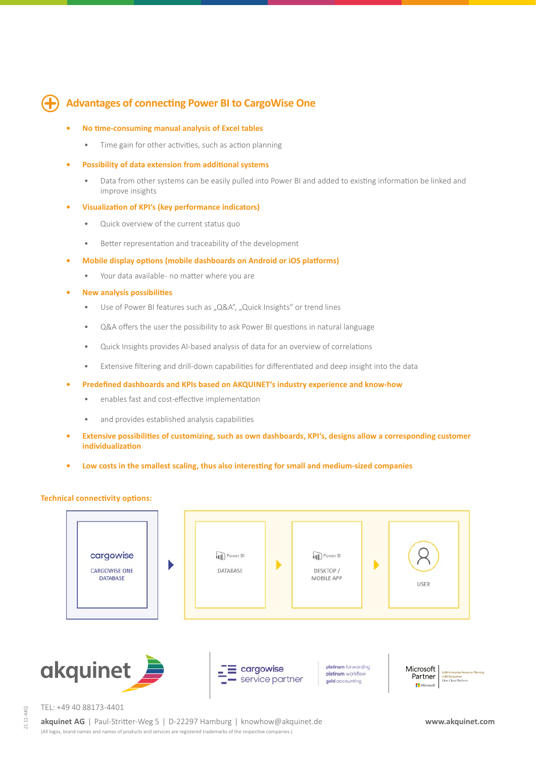## Advantages of connecting Power BI to CargoWise One

- **No time-consuming manual analysis of Excel tables**
  - Time gain for other activities, such as action planning
- **Possibility of data extension from additional systems**
  - Data from other systems can be easily pulled into Power BI and added to existing information be linked and improve insights
- **Visualization of KPI's (key performance indicators)**
  - Quick overview of the current status quo
  - Better representation and traceability of the development
- **Mobile display options (mobile dashboards on Android or iOS platforms)**
  - Your data available- no matter where you are
- **New analysis possibilities**
  - Use of Power BI features such as „Q&A", „Quick Insights" or trend lines
  - Q&A offers the user the possibility to ask Power BI questions in natural language
  - Quick Insights provides AI-based analysis of data for an overview of correlations
  - Extensive filtering and drill-down capabilities for differentiated and deep insight into the data
- **Predefined dashboards and KPIs based on AKQUINET's industry experience and know-how**
  - enables fast and cost-effective implementation
  - and provides established analysis capabilities
- **Extensive possibilities of customizing, such as own dashboards, KPI's, designs allow a corresponding customer individualization**
- **Low costs in the smallest scaling, thus also interesting for small and medium-sized companies**

**Technical connectivity options:**

cargowise
CARGOWISE ONE DATABASE

Power BI
DATABASE

Power BI
DESKTOP / MOBILE APP

USER

akquinet

cargowise service partner

platinum forwarding
platinum workflow
gold accounting

Microsoft Partner
Gold Enterprise Resource Planning
Gold Datacenter
Silver Cloud Platform

TEL: +49 40 88173-4401

**akquinet AG** | Paul-Stritter-Weg 5 | D-22297 Hamburg | knowhow@akquinet.de **www.akquinet.com**

(All logos, brand names and names of products and services are registered trademarks of the respective companies.)

21.11-AKQ